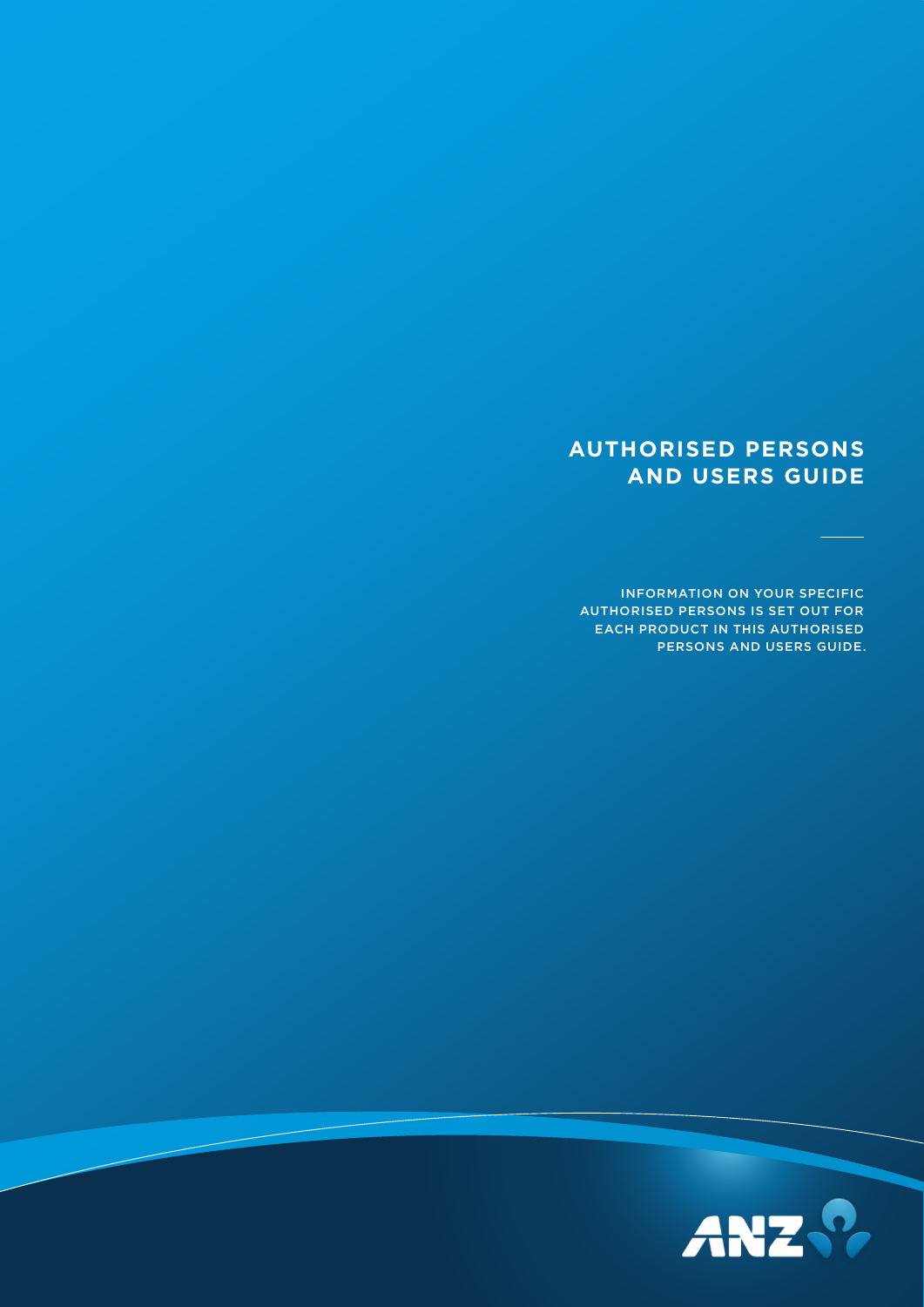# AUTHORISED PERSONS AND USERS GUIDE

INFORMATION ON YOUR SPECIFIC AUTHORISED PERSONS IS SET OUT FOR EACH PRODUCT IN THIS AUTHORISED PERSONS AND USERS GUIDE.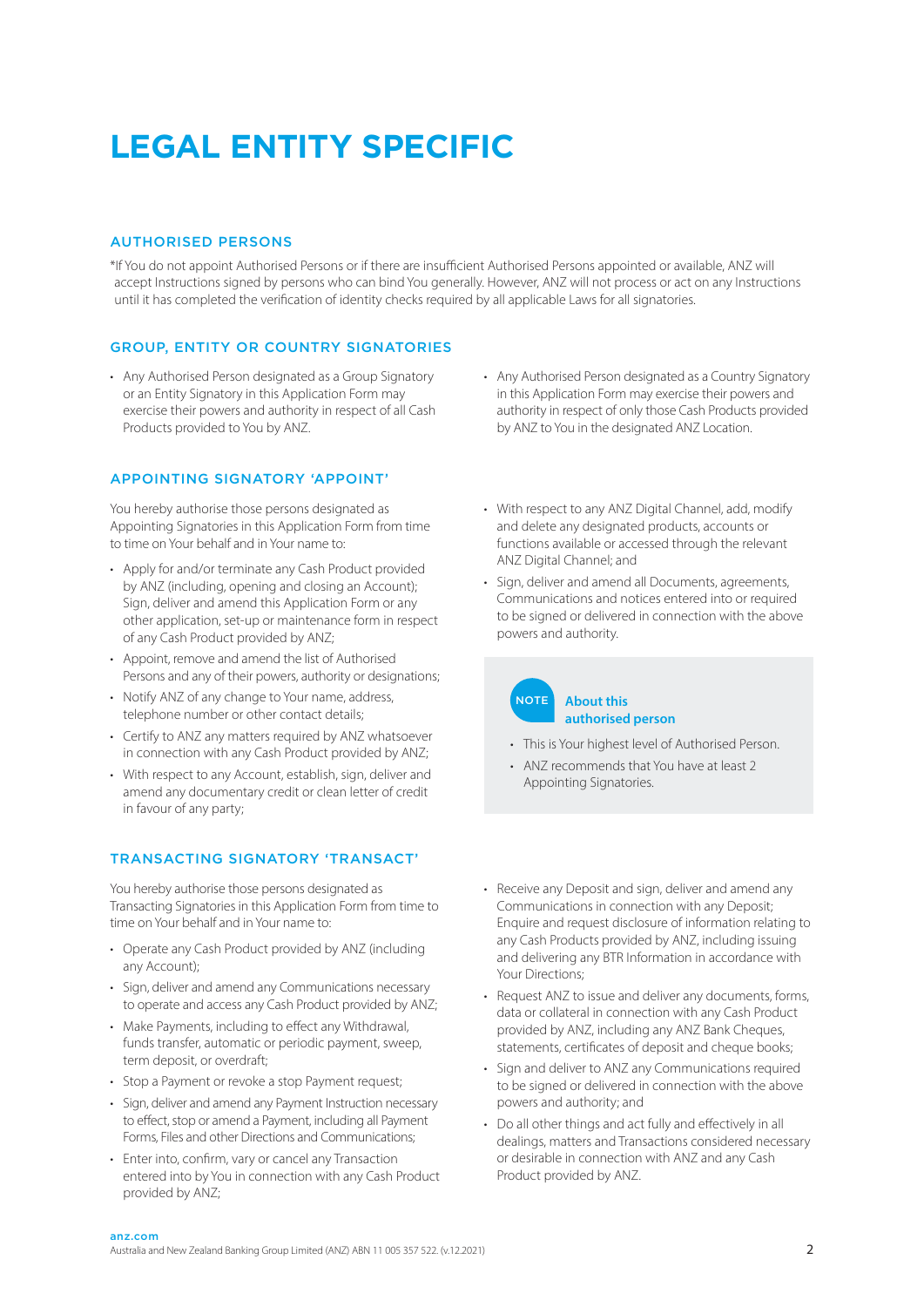# LEGAL ENTITY SPECIFIC

## AUTHORISED PERSONS

*If You do not appoint Authorised Persons or if there are insufficient Authorised Persons appointed or available, ANZ will accept Instructions signed by persons who can bind You generally. However, ANZ will not process or act on any Instructions until it has completed the verification of identity checks required by all applicable Laws for all signatories.

## GROUP, ENTITY OR COUNTRY SIGNATORIES

- Any Authorised Person designated as a Group Signatory or an Entity Signatory in this Application Form may exercise their powers and authority in respect of all Cash Products provided to You by ANZ.
- Any Authorised Person designated as a Country Signatory in this Application Form may exercise their powers and authority in respect of only those Cash Products provided by ANZ to You in the designated ANZ Location.

## APPOINTING SIGNATORY 'APPOINT'

You hereby authorise those persons designated as Appointing Signatories in this Application Form from time to time on Your behalf and in Your name to:

- Apply for and/or terminate any Cash Product provided by ANZ (including, opening and closing an Account); Sign, deliver and amend this Application Form or any other application, set-up or maintenance form in respect of any Cash Product provided by ANZ;
- Appoint, remove and amend the list of Authorised Persons and any of their powers, authority or designations;
- Notify ANZ of any change to Your name, address, telephone number or other contact details;
- Certify to ANZ any matters required by ANZ whatsoever in connection with any Cash Product provided by ANZ;
- With respect to any Account, establish, sign, deliver and amend any documentary credit or clean letter of credit in favour of any party;
- With respect to any ANZ Digital Channel, add, modify and delete any designated products, accounts or functions available or accessed through the relevant ANZ Digital Channel; and
- Sign, deliver and amend all Documents, agreements, Communications and notices entered into or required to be signed or delivered in connection with the above powers and authority.

**NOTE — About this authorised person**

- This is Your highest level of Authorised Person.
- ANZ recommends that You have at least 2 Appointing Signatories.

## TRANSACTING SIGNATORY 'TRANSACT'

You hereby authorise those persons designated as Transacting Signatories in this Application Form from time to time on Your behalf and in Your name to:

- Operate any Cash Product provided by ANZ (including any Account);
- Sign, deliver and amend any Communications necessary to operate and access any Cash Product provided by ANZ;
- Make Payments, including to effect any Withdrawal, funds transfer, automatic or periodic payment, sweep, term deposit, or overdraft;
- Stop a Payment or revoke a stop Payment request;
- Sign, deliver and amend any Payment Instruction necessary to effect, stop or amend a Payment, including all Payment Forms, Files and other Directions and Communications;
- Enter into, confirm, vary or cancel any Transaction entered into by You in connection with any Cash Product provided by ANZ;
- Receive any Deposit and sign, deliver and amend any Communications in connection with any Deposit; Enquire and request disclosure of information relating to any Cash Products provided by ANZ, including issuing and delivering any BTR Information in accordance with Your Directions;
- Request ANZ to issue and deliver any documents, forms, data or collateral in connection with any Cash Product provided by ANZ, including any ANZ Bank Cheques, statements, certificates of deposit and cheque books;
- Sign and deliver to ANZ any Communications required to be signed or delivered in connection with the above powers and authority; and
- Do all other things and act fully and effectively in all dealings, matters and Transactions considered necessary or desirable in connection with ANZ and any Cash Product provided by ANZ.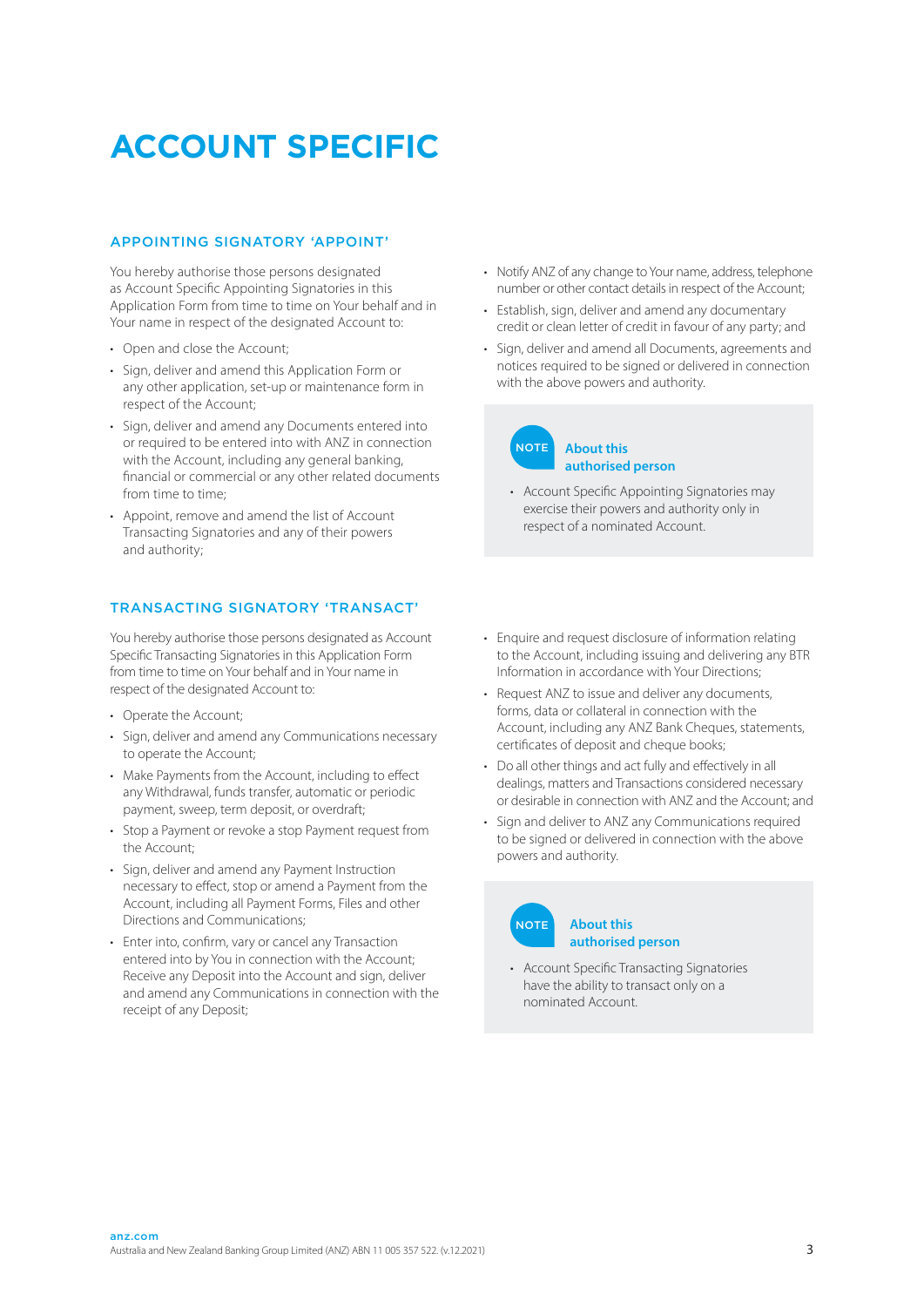# ACCOUNT SPECIFIC

## APPOINTING SIGNATORY 'APPOINT'

You hereby authorise those persons designated as Account Specific Appointing Signatories in this Application Form from time to time on Your behalf and in Your name in respect of the designated Account to:

- Open and close the Account;
- Sign, deliver and amend this Application Form or any other application, set-up or maintenance form in respect of the Account;
- Sign, deliver and amend any Documents entered into or required to be entered into with ANZ in connection with the Account, including any general banking, financial or commercial or any other related documents from time to time;
- Appoint, remove and amend the list of Account Transacting Signatories and any of their powers and authority;
- Notify ANZ of any change to Your name, address, telephone number or other contact details in respect of the Account;
- Establish, sign, deliver and amend any documentary credit or clean letter of credit in favour of any party; and
- Sign, deliver and amend all Documents, agreements and notices required to be signed or delivered in connection with the above powers and authority.

> **NOTE** **About this authorised person**
>
> - Account Specific Appointing Signatories may exercise their powers and authority only in respect of a nominated Account.

## TRANSACTING SIGNATORY 'TRANSACT'

You hereby authorise those persons designated as Account Specific Transacting Signatories in this Application Form from time to time on Your behalf and in Your name in respect of the designated Account to:

- Operate the Account;
- Sign, deliver and amend any Communications necessary to operate the Account;
- Make Payments from the Account, including to effect any Withdrawal, funds transfer, automatic or periodic payment, sweep, term deposit, or overdraft;
- Stop a Payment or revoke a stop Payment request from the Account;
- Sign, deliver and amend any Payment Instruction necessary to effect, stop or amend a Payment from the Account, including all Payment Forms, Files and other Directions and Communications;
- Enter into, confirm, vary or cancel any Transaction entered into by You in connection with the Account; Receive any Deposit into the Account and sign, deliver and amend any Communications in connection with the receipt of any Deposit;
- Enquire and request disclosure of information relating to the Account, including issuing and delivering any BTR Information in accordance with Your Directions;
- Request ANZ to issue and deliver any documents, forms, data or collateral in connection with the Account, including any ANZ Bank Cheques, statements, certificates of deposit and cheque books;
- Do all other things and act fully and effectively in all dealings, matters and Transactions considered necessary or desirable in connection with ANZ and the Account; and
- Sign and deliver to ANZ any Communications required to be signed or delivered in connection with the above powers and authority.

> **NOTE** **About this authorised person**
>
> - Account Specific Transacting Signatories have the ability to transact only on a nominated Account.

anz.com
Australia and New Zealand Banking Group Limited (ANZ) ABN 11 005 357 522. (v.12.2021)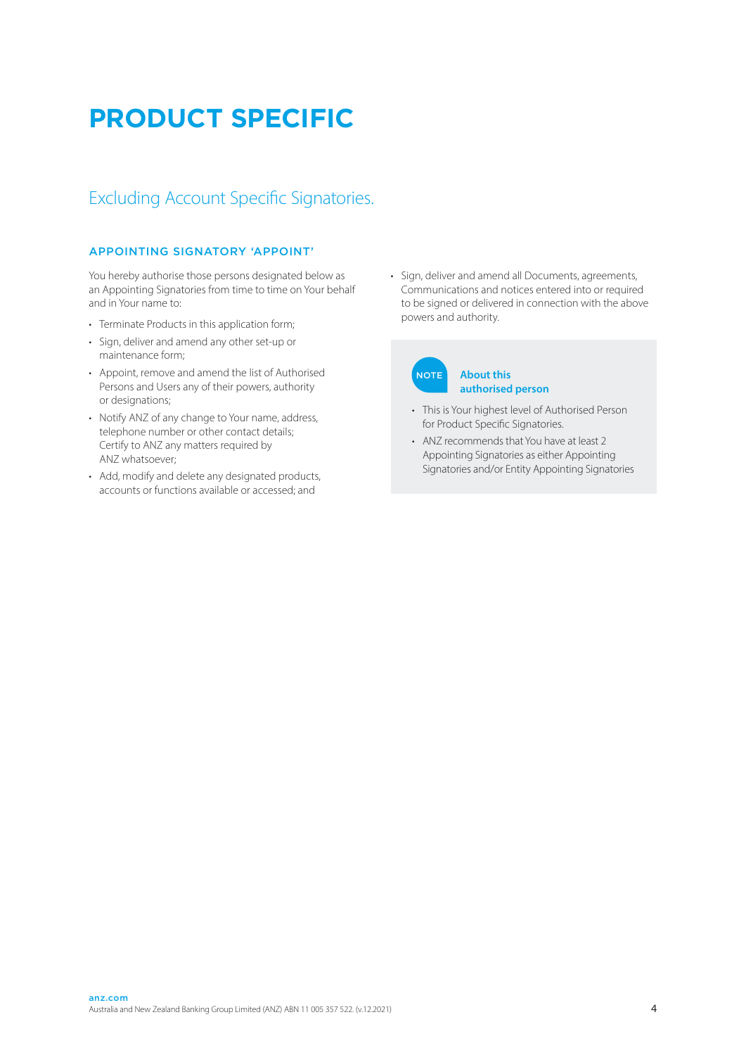# PRODUCT SPECIFIC

## Excluding Account Specific Signatories.

### APPOINTING SIGNATORY 'APPOINT'

You hereby authorise those persons designated below as an Appointing Signatories from time to time on Your behalf and in Your name to:

- Terminate Products in this application form;
- Sign, deliver and amend any other set-up or maintenance form;
- Appoint, remove and amend the list of Authorised Persons and Users any of their powers, authority or designations;
- Notify ANZ of any change to Your name, address, telephone number or other contact details; Certify to ANZ any matters required by ANZ whatsoever;
- Add, modify and delete any designated products, accounts or functions available or accessed; and
- Sign, deliver and amend all Documents, agreements, Communications and notices entered into or required to be signed or delivered in connection with the above powers and authority.

NOTE **About this authorised person**

- This is Your highest level of Authorised Person for Product Specific Signatories.
- ANZ recommends that You have at least 2 Appointing Signatories as either Appointing Signatories and/or Entity Appointing Signatories

**anz.com**
Australia and New Zealand Banking Group Limited (ANZ) ABN 11 005 357 522. (v.12.2021)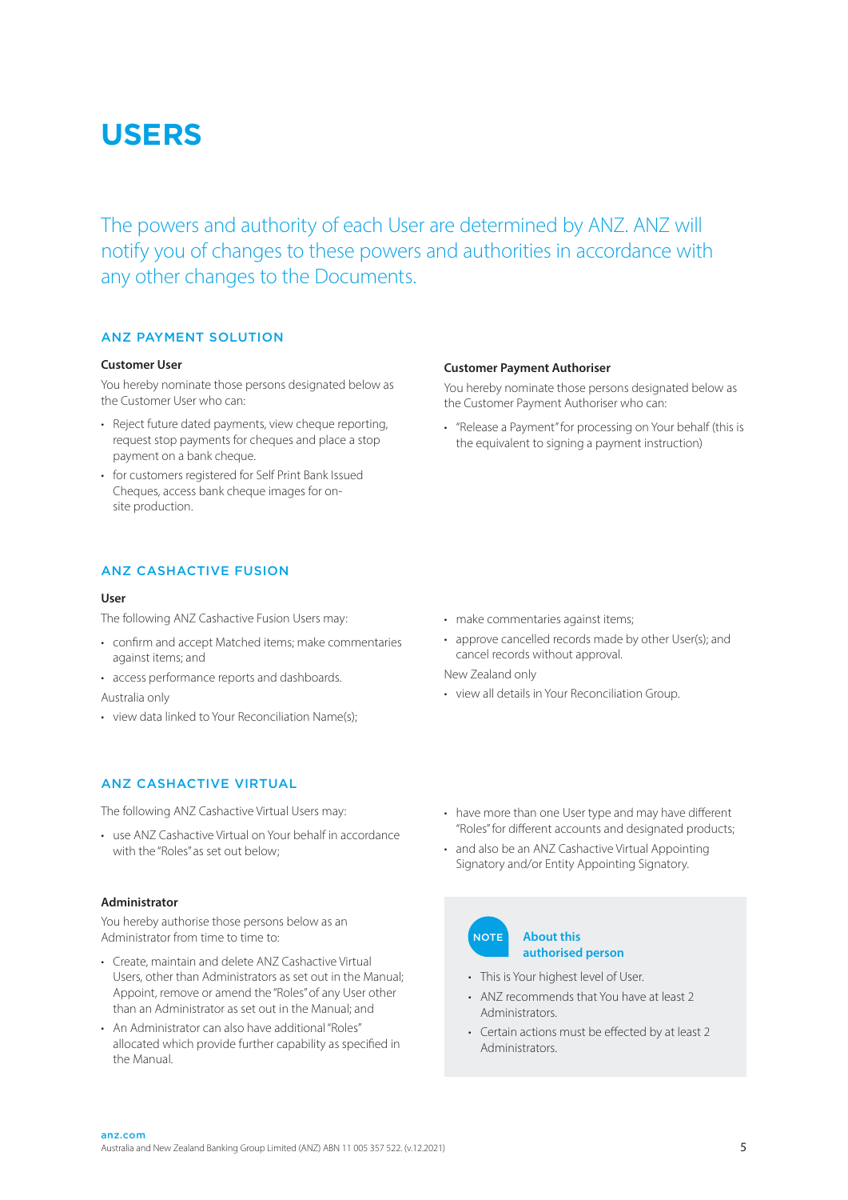# USERS

The powers and authority of each User are determined by ANZ. ANZ will notify you of changes to these powers and authorities in accordance with any other changes to the Documents.

## ANZ PAYMENT SOLUTION

### Customer User

You hereby nominate those persons designated below as the Customer User who can:

- Reject future dated payments, view cheque reporting, request stop payments for cheques and place a stop payment on a bank cheque.
- for customers registered for Self Print Bank Issued Cheques, access bank cheque images for on-site production.

### Customer Payment Authoriser

You hereby nominate those persons designated below as the Customer Payment Authoriser who can:

- "Release a Payment" for processing on Your behalf (this is the equivalent to signing a payment instruction)

## ANZ CASHACTIVE FUSION

### User

The following ANZ Cashactive Fusion Users may:

- confirm and accept Matched items; make commentaries against items; and
- access performance reports and dashboards.

Australia only

- view data linked to Your Reconciliation Name(s);
- make commentaries against items;
- approve cancelled records made by other User(s); and cancel records without approval.

New Zealand only

- view all details in Your Reconciliation Group.

## ANZ CASHACTIVE VIRTUAL

The following ANZ Cashactive Virtual Users may:

- use ANZ Cashactive Virtual on Your behalf in accordance with the "Roles" as set out below;
- have more than one User type and may have different "Roles" for different accounts and designated products;
- and also be an ANZ Cashactive Virtual Appointing Signatory and/or Entity Appointing Signatory.

### Administrator

You hereby authorise those persons below as an Administrator from time to time to:

- Create, maintain and delete ANZ Cashactive Virtual Users, other than Administrators as set out in the Manual; Appoint, remove or amend the "Roles" of any User other than an Administrator as set out in the Manual; and
- An Administrator can also have additional "Roles" allocated which provide further capability as specified in the Manual.

**NOTE — About this authorised person**

- This is Your highest level of User.
- ANZ recommends that You have at least 2 Administrators.
- Certain actions must be effected by at least 2 Administrators.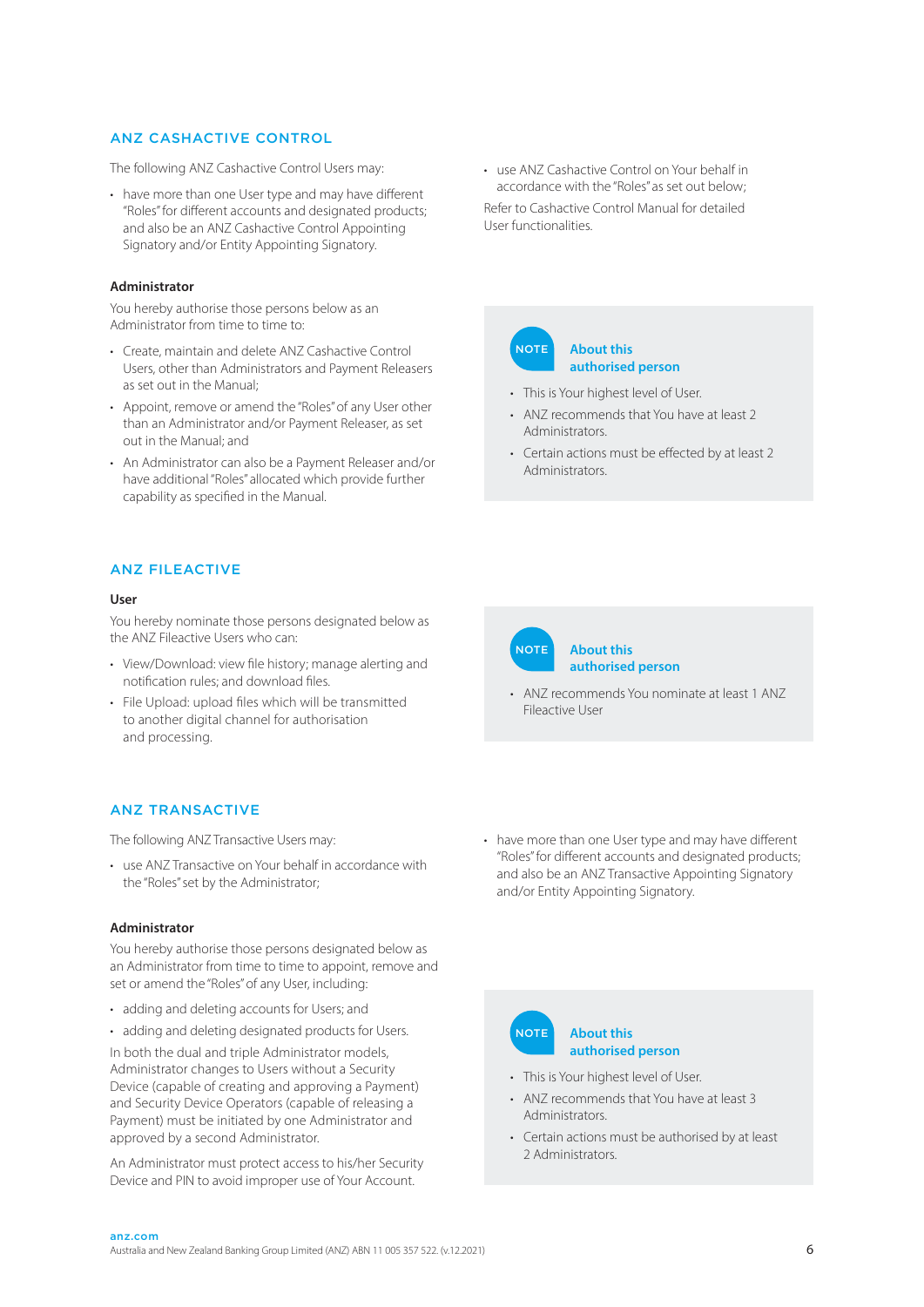## ANZ CASHACTIVE CONTROL

The following ANZ Cashactive Control Users may:

- have more than one User type and may have different "Roles" for different accounts and designated products; and also be an ANZ Cashactive Control Appointing Signatory and/or Entity Appointing Signatory.
- use ANZ Cashactive Control on Your behalf in accordance with the "Roles" as set out below;

Refer to Cashactive Control Manual for detailed User functionalities.

### Administrator

You hereby authorise those persons below as an Administrator from time to time to:

- Create, maintain and delete ANZ Cashactive Control Users, other than Administrators and Payment Releasers as set out in the Manual;
- Appoint, remove or amend the "Roles" of any User other than an Administrator and/or Payment Releaser, as set out in the Manual; and
- An Administrator can also be a Payment Releaser and/or have additional "Roles" allocated which provide further capability as specified in the Manual.

**NOTE – About this authorised person**

- This is Your highest level of User.
- ANZ recommends that You have at least 2 Administrators.
- Certain actions must be effected by at least 2 Administrators.

## ANZ FILEACTIVE

### User

You hereby nominate those persons designated below as the ANZ Fileactive Users who can:

- View/Download: view file history; manage alerting and notification rules; and download files.
- File Upload: upload files which will be transmitted to another digital channel for authorisation and processing.

**NOTE – About this authorised person**

- ANZ recommends You nominate at least 1 ANZ Fileactive User

## ANZ TRANSACTIVE

The following ANZ Transactive Users may:

- use ANZ Transactive on Your behalf in accordance with the "Roles" set by the Administrator;
- have more than one User type and may have different "Roles" for different accounts and designated products; and also be an ANZ Transactive Appointing Signatory and/or Entity Appointing Signatory.

### Administrator

You hereby authorise those persons designated below as an Administrator from time to time to appoint, remove and set or amend the "Roles" of any User, including:

- adding and deleting accounts for Users; and
- adding and deleting designated products for Users.

In both the dual and triple Administrator models, Administrator changes to Users without a Security Device (capable of creating and approving a Payment) and Security Device Operators (capable of releasing a Payment) must be initiated by one Administrator and approved by a second Administrator.

An Administrator must protect access to his/her Security Device and PIN to avoid improper use of Your Account.

**NOTE – About this authorised person**

- This is Your highest level of User.
- ANZ recommends that You have at least 3 Administrators.
- Certain actions must be authorised by at least 2 Administrators.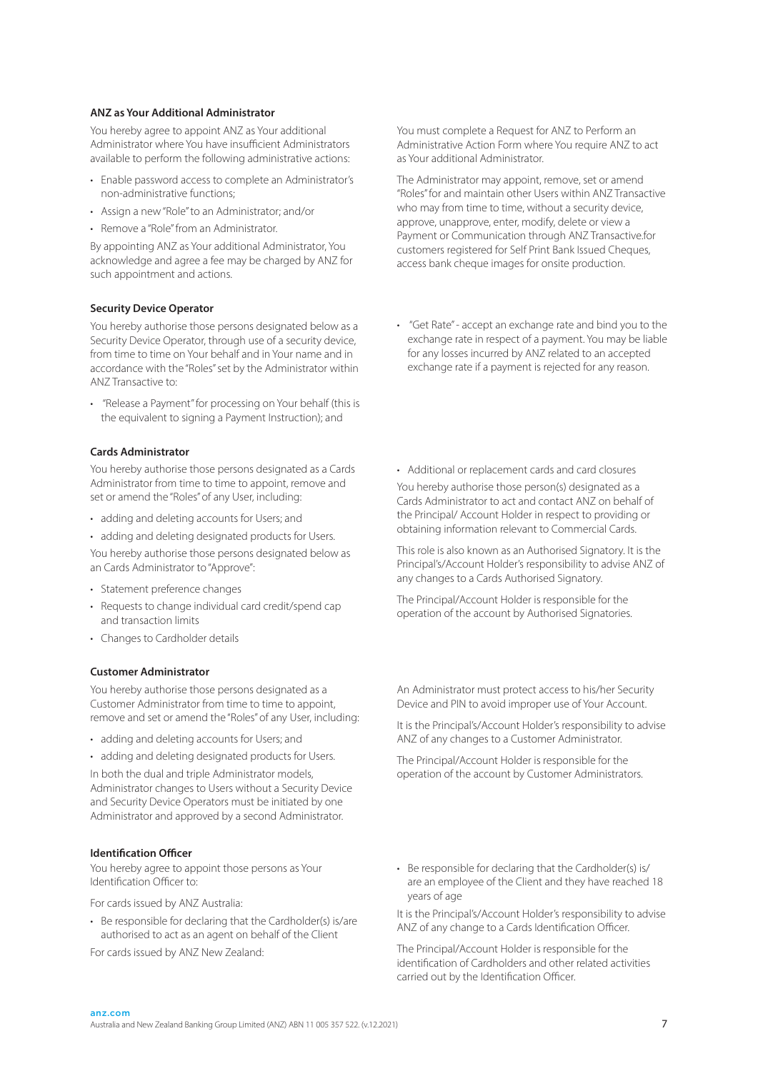**ANZ as Your Additional Administrator**

You hereby agree to appoint ANZ as Your additional Administrator where You have insufficient Administrators available to perform the following administrative actions:

- Enable password access to complete an Administrator's non-administrative functions;
- Assign a new "Role" to an Administrator; and/or
- Remove a "Role" from an Administrator.

By appointing ANZ as Your additional Administrator, You acknowledge and agree a fee may be charged by ANZ for such appointment and actions.

You must complete a Request for ANZ to Perform an Administrative Action Form where You require ANZ to act as Your additional Administrator.

The Administrator may appoint, remove, set or amend "Roles" for and maintain other Users within ANZ Transactive who may from time to time, without a security device, approve, unapprove, enter, modify, delete or view a Payment or Communication through ANZ Transactive.for customers registered for Self Print Bank Issued Cheques, access bank cheque images for onsite production.

**Security Device Operator**

You hereby authorise those persons designated below as a Security Device Operator, through use of a security device, from time to time on Your behalf and in Your name and in accordance with the "Roles" set by the Administrator within ANZ Transactive to:

- "Release a Payment" for processing on Your behalf (this is the equivalent to signing a Payment Instruction); and
- "Get Rate" - accept an exchange rate and bind you to the exchange rate in respect of a payment. You may be liable for any losses incurred by ANZ related to an accepted exchange rate if a payment is rejected for any reason.

**Cards Administrator**

You hereby authorise those persons designated as a Cards Administrator from time to time to appoint, remove and set or amend the "Roles" of any User, including:

- adding and deleting accounts for Users; and
- adding and deleting designated products for Users.

You hereby authorise those persons designated below as an Cards Administrator to "Approve":

- Statement preference changes
- Requests to change individual card credit/spend cap and transaction limits
- Changes to Cardholder details
- Additional or replacement cards and card closures

You hereby authorise those person(s) designated as a Cards Administrator to act and contact ANZ on behalf of the Principal/ Account Holder in respect to providing or obtaining information relevant to Commercial Cards.

This role is also known as an Authorised Signatory. It is the Principal's/Account Holder's responsibility to advise ANZ of any changes to a Cards Authorised Signatory.

The Principal/Account Holder is responsible for the operation of the account by Authorised Signatories.

**Customer Administrator**

You hereby authorise those persons designated as a Customer Administrator from time to time to appoint, remove and set or amend the "Roles" of any User, including:

- adding and deleting accounts for Users; and
- adding and deleting designated products for Users.

In both the dual and triple Administrator models, Administrator changes to Users without a Security Device and Security Device Operators must be initiated by one Administrator and approved by a second Administrator.

An Administrator must protect access to his/her Security Device and PIN to avoid improper use of Your Account.

It is the Principal's/Account Holder's responsibility to advise ANZ of any changes to a Customer Administrator.

The Principal/Account Holder is responsible for the operation of the account by Customer Administrators.

**Identification Officer**

You hereby agree to appoint those persons as Your Identification Officer to:

For cards issued by ANZ Australia:

- Be responsible for declaring that the Cardholder(s) is/are authorised to act as an agent on behalf of the Client

For cards issued by ANZ New Zealand:

- Be responsible for declaring that the Cardholder(s) is/ are an employee of the Client and they have reached 18 years of age

It is the Principal's/Account Holder's responsibility to advise ANZ of any change to a Cards Identification Officer.

The Principal/Account Holder is responsible for the identification of Cardholders and other related activities carried out by the Identification Officer.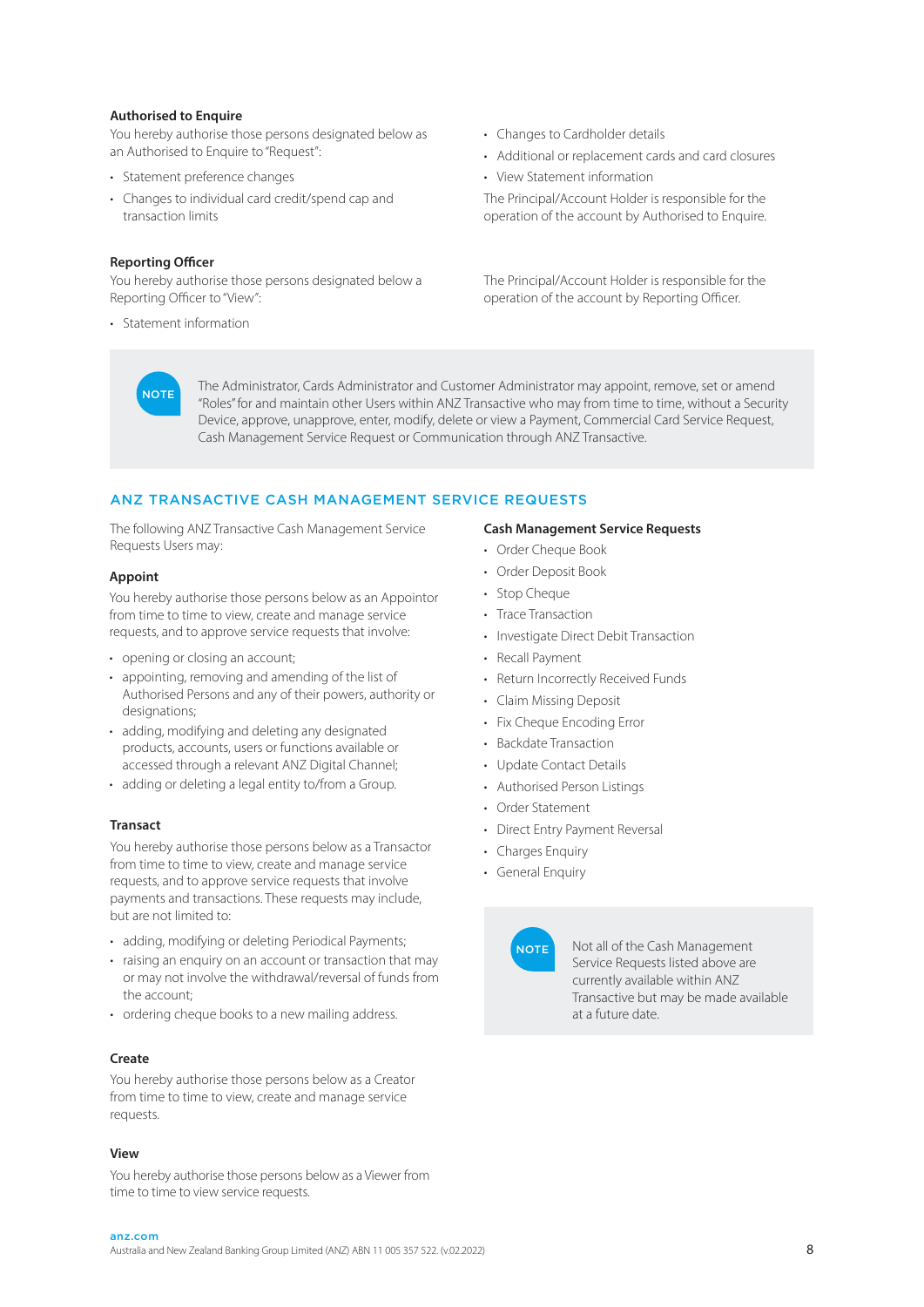### Authorised to Enquire

You hereby authorise those persons designated below as an Authorised to Enquire to "Request":

- Statement preference changes
- Changes to individual card credit/spend cap and transaction limits
- Changes to Cardholder details
- Additional or replacement cards and card closures
- View Statement information

The Principal/Account Holder is responsible for the operation of the account by Authorised to Enquire.

### Reporting Officer

You hereby authorise those persons designated below a Reporting Officer to "View":

- Statement information

The Principal/Account Holder is responsible for the operation of the account by Reporting Officer.

> **NOTE** The Administrator, Cards Administrator and Customer Administrator may appoint, remove, set or amend "Roles" for and maintain other Users within ANZ Transactive who may from time to time, without a Security Device, approve, unapprove, enter, modify, delete or view a Payment, Commercial Card Service Request, Cash Management Service Request or Communication through ANZ Transactive.

## ANZ TRANSACTIVE CASH MANAGEMENT SERVICE REQUESTS

The following ANZ Transactive Cash Management Service Requests Users may:

### Appoint

You hereby authorise those persons below as an Appointor from time to time to view, create and manage service requests, and to approve service requests that involve:

- opening or closing an account;
- appointing, removing and amending of the list of Authorised Persons and any of their powers, authority or designations;
- adding, modifying and deleting any designated products, accounts, users or functions available or accessed through a relevant ANZ Digital Channel;
- adding or deleting a legal entity to/from a Group.

### Transact

You hereby authorise those persons below as a Transactor from time to time to view, create and manage service requests, and to approve service requests that involve payments and transactions. These requests may include, but are not limited to:

- adding, modifying or deleting Periodical Payments;
- raising an enquiry on an account or transaction that may or may not involve the withdrawal/reversal of funds from the account;
- ordering cheque books to a new mailing address.

### Create

You hereby authorise those persons below as a Creator from time to time to view, create and manage service requests.

### View

You hereby authorise those persons below as a Viewer from time to time to view service requests.

### Cash Management Service Requests

- Order Cheque Book
- Order Deposit Book
- Stop Cheque
- Trace Transaction
- Investigate Direct Debit Transaction
- Recall Payment
- Return Incorrectly Received Funds
- Claim Missing Deposit
- Fix Cheque Encoding Error
- Backdate Transaction
- Update Contact Details
- Authorised Person Listings
- Order Statement
- Direct Entry Payment Reversal
- Charges Enquiry
- General Enquiry

> **NOTE** Not all of the Cash Management Service Requests listed above are currently available within ANZ Transactive but may be made available at a future date.

anz.com
Australia and New Zealand Banking Group Limited (ANZ) ABN 11 005 357 522. (v.02.2022)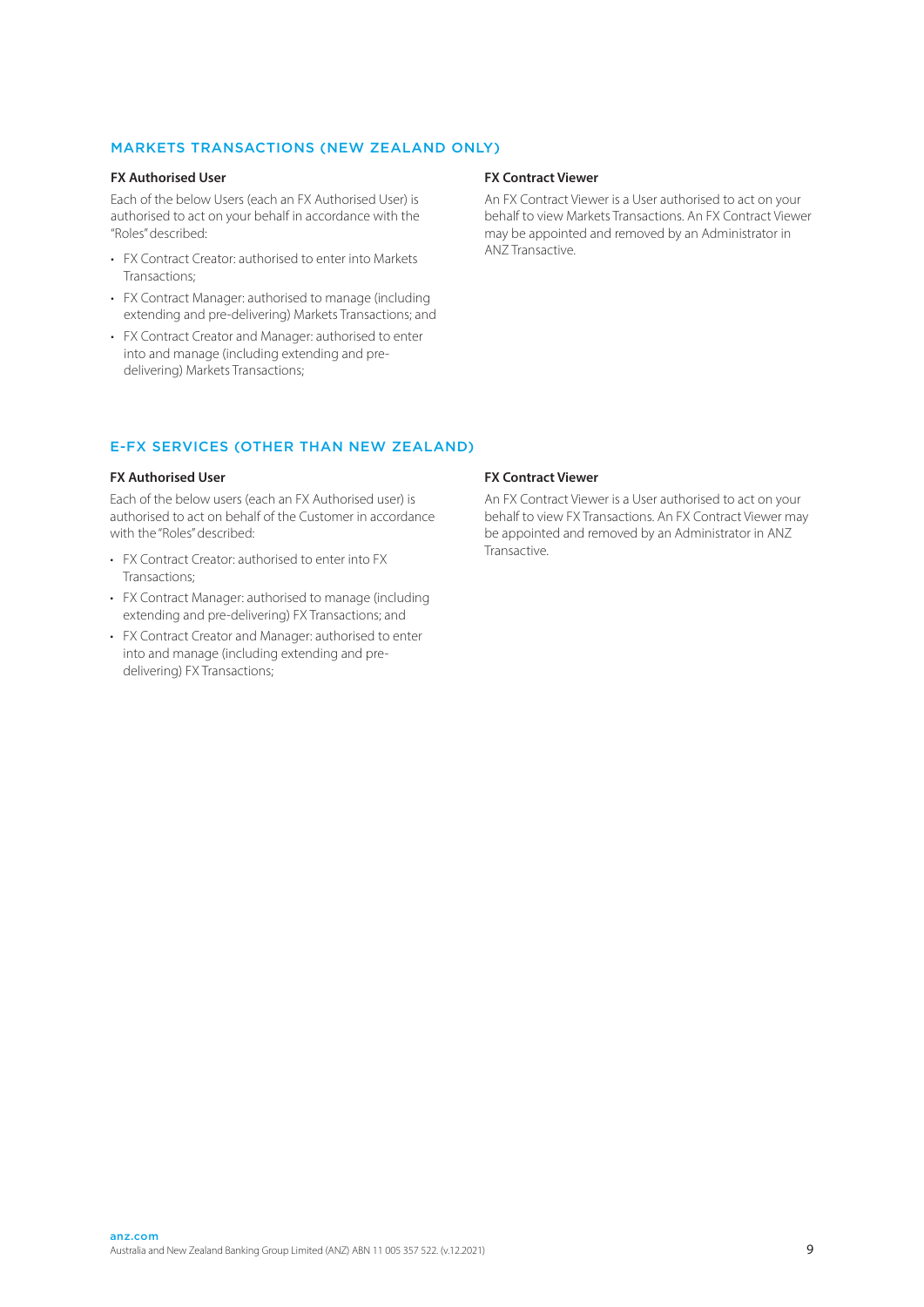## MARKETS TRANSACTIONS (NEW ZEALAND ONLY)

### FX Authorised User

Each of the below Users (each an FX Authorised User) is authorised to act on your behalf in accordance with the "Roles" described:

- FX Contract Creator: authorised to enter into Markets Transactions;
- FX Contract Manager: authorised to manage (including extending and pre-delivering) Markets Transactions; and
- FX Contract Creator and Manager: authorised to enter into and manage (including extending and pre-delivering) Markets Transactions;

### FX Contract Viewer

An FX Contract Viewer is a User authorised to act on your behalf to view Markets Transactions. An FX Contract Viewer may be appointed and removed by an Administrator in ANZ Transactive.

## E-FX SERVICES (OTHER THAN NEW ZEALAND)

### FX Authorised User

Each of the below users (each an FX Authorised user) is authorised to act on behalf of the Customer in accordance with the "Roles" described:

- FX Contract Creator: authorised to enter into FX Transactions;
- FX Contract Manager: authorised to manage (including extending and pre-delivering) FX Transactions; and
- FX Contract Creator and Manager: authorised to enter into and manage (including extending and pre-delivering) FX Transactions;

### FX Contract Viewer

An FX Contract Viewer is a User authorised to act on your behalf to view FX Transactions. An FX Contract Viewer may be appointed and removed by an Administrator in ANZ Transactive.